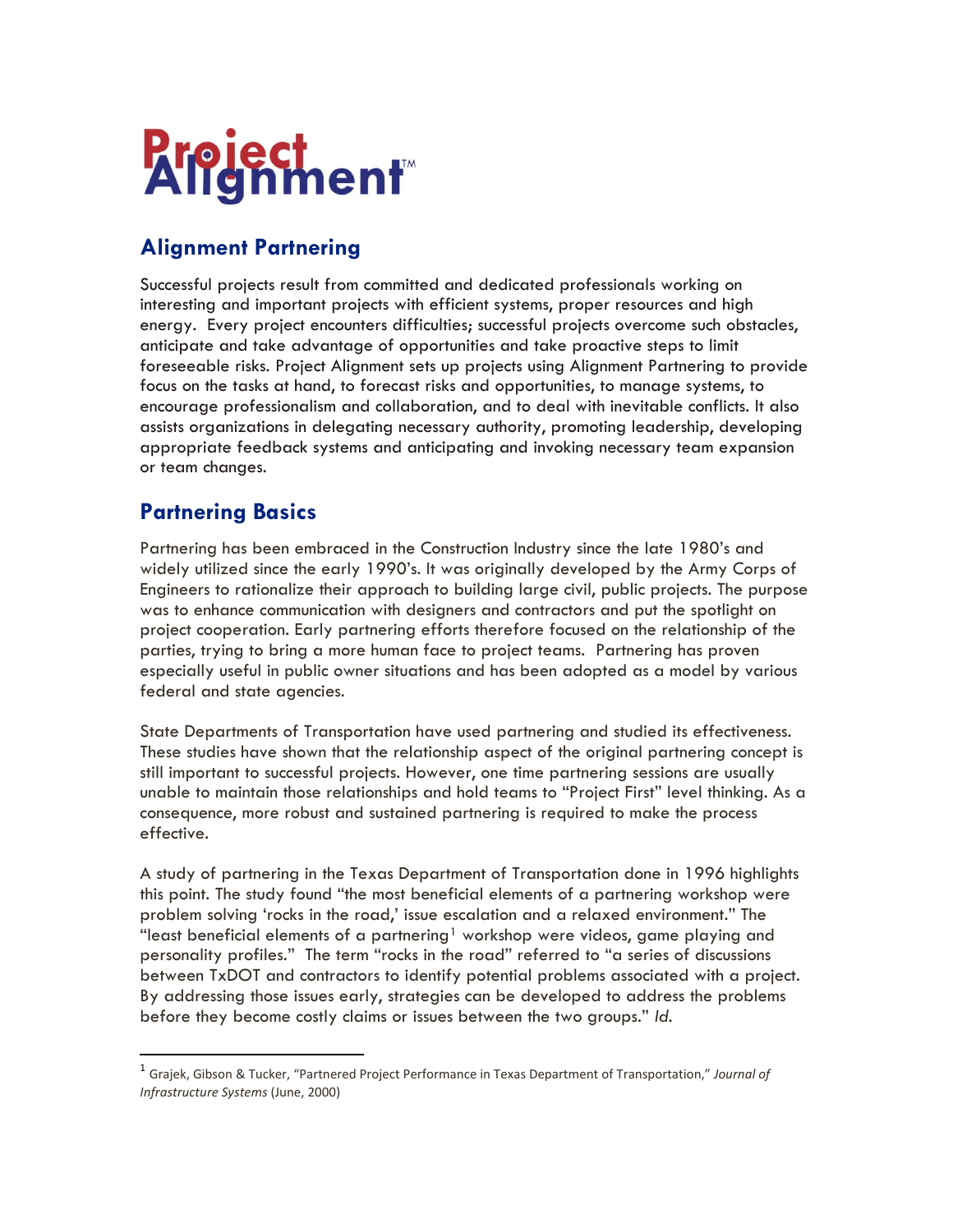# Project Alignment™

## Alignment Partnering

Successful projects result from committed and dedicated professionals working on interesting and important projects with efficient systems, proper resources and high energy. Every project encounters difficulties; successful projects overcome such obstacles, anticipate and take advantage of opportunities and take proactive steps to limit foreseeable risks. Project Alignment sets up projects using Alignment Partnering to provide focus on the tasks at hand, to forecast risks and opportunities, to manage systems, to encourage professionalism and collaboration, and to deal with inevitable conflicts. It also assists organizations in delegating necessary authority, promoting leadership, developing appropriate feedback systems and anticipating and invoking necessary team expansion or team changes.

## Partnering Basics

Partnering has been embraced in the Construction Industry since the late 1980's and widely utilized since the early 1990's. It was originally developed by the Army Corps of Engineers to rationalize their approach to building large civil, public projects. The purpose was to enhance communication with designers and contractors and put the spotlight on project cooperation. Early partnering efforts therefore focused on the relationship of the parties, trying to bring a more human face to project teams. Partnering has proven especially useful in public owner situations and has been adopted as a model by various federal and state agencies.

State Departments of Transportation have used partnering and studied its effectiveness. These studies have shown that the relationship aspect of the original partnering concept is still important to successful projects. However, one time partnering sessions are usually unable to maintain those relationships and hold teams to "Project First" level thinking. As a consequence, more robust and sustained partnering is required to make the process effective.

A study of partnering in the Texas Department of Transportation done in 1996 highlights this point. The study found "the most beneficial elements of a partnering workshop were problem solving 'rocks in the road,' issue escalation and a relaxed environment." The "least beneficial elements of a partnering[1] workshop were videos, game playing and personality profiles." The term "rocks in the road" referred to "a series of discussions between TxDOT and contractors to identify potential problems associated with a project. By addressing those issues early, strategies can be developed to address the problems before they become costly claims or issues between the two groups." *Id.*

---

[1] Grajek, Gibson & Tucker, "Partnered Project Performance in Texas Department of Transportation," *Journal of Infrastructure Systems* (June, 2000)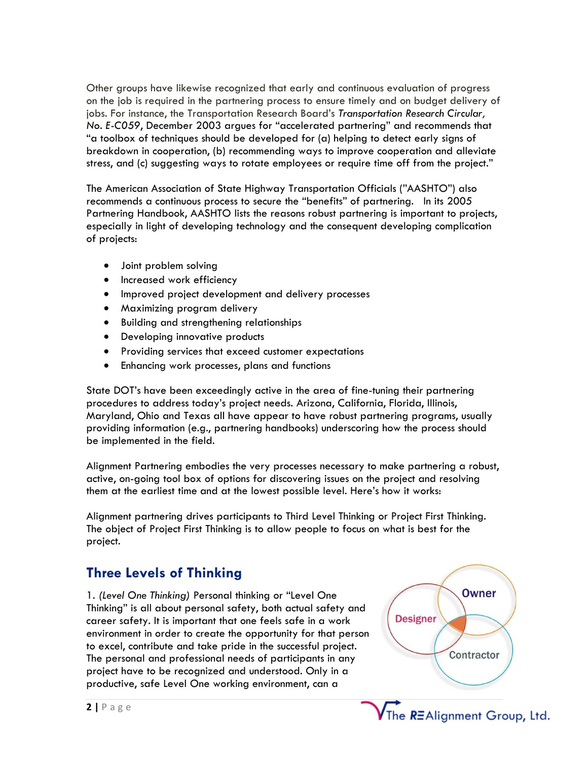Other groups have likewise recognized that early and continuous evaluation of progress on the job is required in the partnering process to ensure timely and on budget delivery of jobs. For instance, the Transportation Research Board's *Transportation Research Circular, No. E-C059*, December 2003 argues for "accelerated partnering" and recommends that "a toolbox of techniques should be developed for (a) helping to detect early signs of breakdown in cooperation, (b) recommending ways to improve cooperation and alleviate stress, and (c) suggesting ways to rotate employees or require time off from the project."

The American Association of State Highway Transportation Officials ("AASHTO") also recommends a continuous process to secure the "benefits" of partnering. In its 2005 Partnering Handbook, AASHTO lists the reasons robust partnering is important to projects, especially in light of developing technology and the consequent developing complication of projects:

- Joint problem solving
- Increased work efficiency
- Improved project development and delivery processes
- Maximizing program delivery
- Building and strengthening relationships
- Developing innovative products
- Providing services that exceed customer expectations
- Enhancing work processes, plans and functions

State DOT's have been exceedingly active in the area of fine-tuning their partnering procedures to address today's project needs. Arizona, California, Florida, Illinois, Maryland, Ohio and Texas all have appear to have robust partnering programs, usually providing information (e.g., partnering handbooks) underscoring how the process should be implemented in the field.

Alignment Partnering embodies the very processes necessary to make partnering a robust, active, on-going tool box of options for discovering issues on the project and resolving them at the earliest time and at the lowest possible level. Here's how it works:

Alignment partnering drives participants to Third Level Thinking or Project First Thinking. The object of Project First Thinking is to allow people to focus on what is best for the project.

## Three Levels of Thinking

Owner

Designer

Contractor

1. *(Level One Thinking)* Personal thinking or "Level One Thinking" is all about personal safety, both actual safety and career safety. It is important that one feels safe in a work environment in order to create the opportunity for that person to excel, contribute and take pride in the successful project. The personal and professional needs of participants in any project have to be recognized and understood. Only in a productive, safe Level One working environment, can a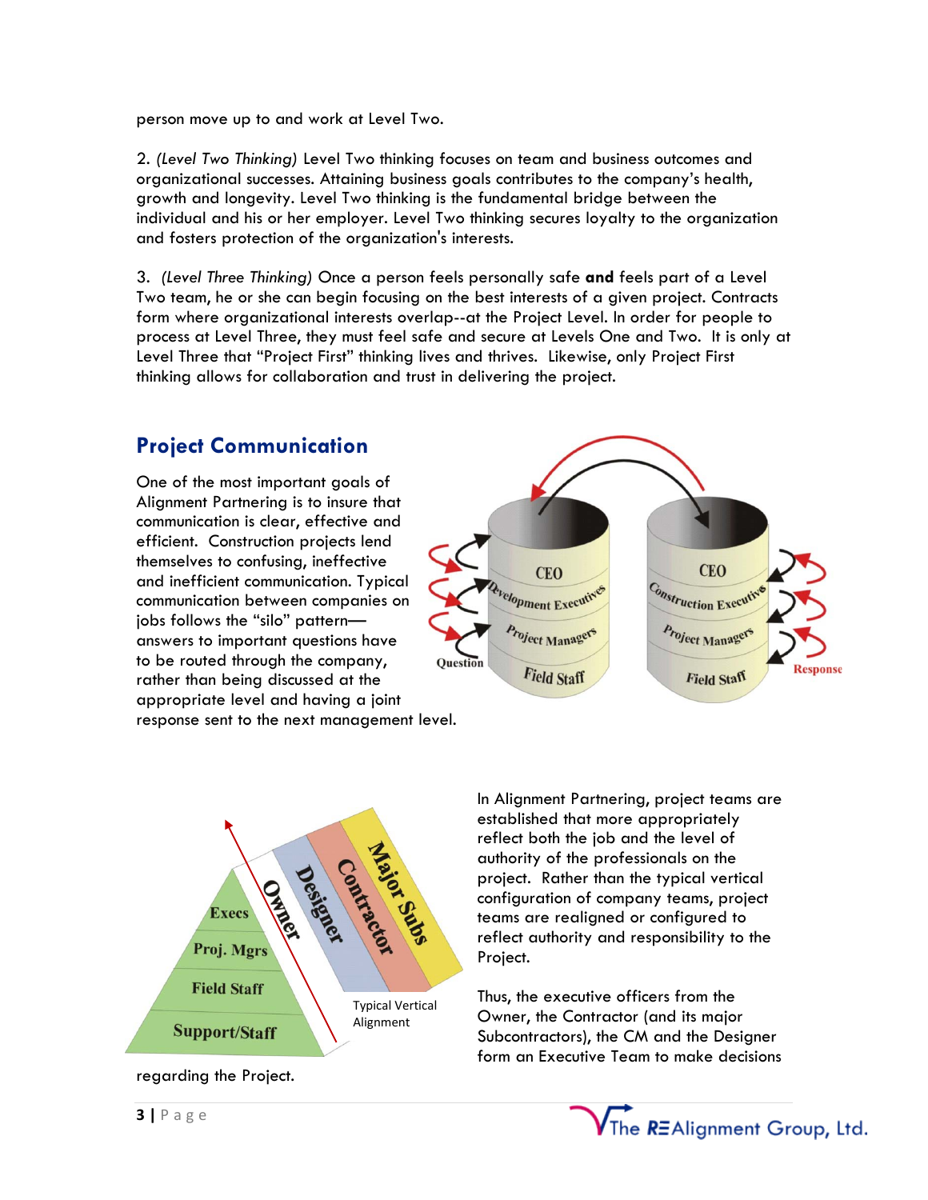person move up to and work at Level Two.

2. *(Level Two Thinking)* Level Two thinking focuses on team and business outcomes and organizational successes. Attaining business goals contributes to the company's health, growth and longevity. Level Two thinking is the fundamental bridge between the individual and his or her employer. Level Two thinking secures loyalty to the organization and fosters protection of the organization's interests.

3. *(Level Three Thinking)* Once a person feels personally safe **and** feels part of a Level Two team, he or she can begin focusing on the best interests of a given project. Contracts form where organizational interests overlap--at the Project Level. In order for people to process at Level Three, they must feel safe and secure at Levels One and Two. It is only at Level Three that "Project First" thinking lives and thrives. Likewise, only Project First thinking allows for collaboration and trust in delivering the project.

## Project Communication

One of the most important goals of Alignment Partnering is to insure that communication is clear, effective and efficient. Construction projects lend themselves to confusing, ineffective and inefficient communication. Typical communication between companies on jobs follows the "silo" pattern—answers to important questions have to be routed through the company, rather than being discussed at the appropriate level and having a joint response sent to the next management level.

In Alignment Partnering, project teams are established that more appropriately reflect both the job and the level of authority of the professionals on the project. Rather than the typical vertical configuration of company teams, project teams are realigned or configured to reflect authority and responsibility to the Project.

Thus, the executive officers from the Owner, the Contractor (and its major Subcontractors), the CM and the Designer form an Executive Team to make decisions regarding the Project.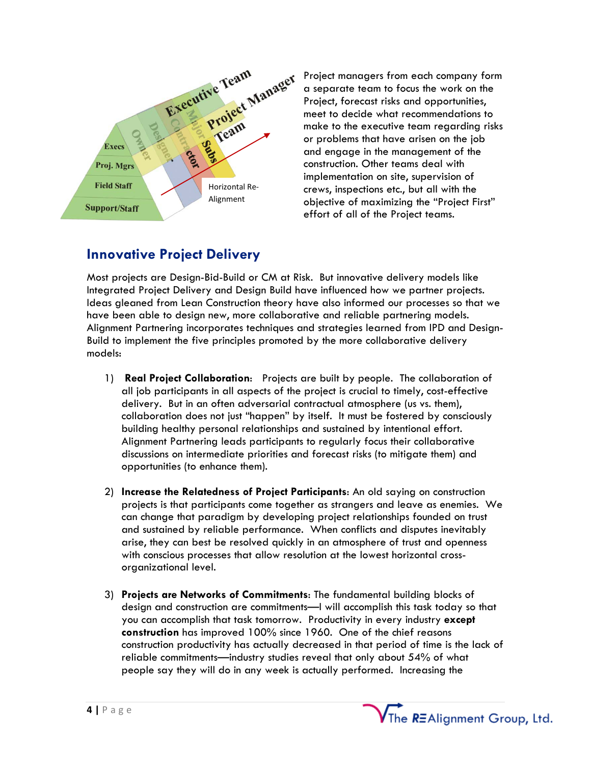Project managers from each company form a separate team to focus the work on the Project, forecast risks and opportunities, meet to decide what recommendations to make to the executive team regarding risks or problems that have arisen on the job and engage in the management of the construction. Other teams deal with implementation on site, supervision of crews, inspections etc., but all with the objective of maximizing the "Project First" effort of all of the Project teams.

## Innovative Project Delivery

Most projects are Design-Bid-Build or CM at Risk. But innovative delivery models like Integrated Project Delivery and Design Build have influenced how we partner projects. Ideas gleaned from Lean Construction theory have also informed our processes so that we have been able to design new, more collaborative and reliable partnering models. Alignment Partnering incorporates techniques and strategies learned from IPD and Design-Build to implement the five principles promoted by the more collaborative delivery models:

1) **Real Project Collaboration**: Projects are built by people. The collaboration of all job participants in all aspects of the project is crucial to timely, cost-effective delivery. But in an often adversarial contractual atmosphere (us vs. them), collaboration does not just "happen" by itself. It must be fostered by consciously building healthy personal relationships and sustained by intentional effort. Alignment Partnering leads participants to regularly focus their collaborative discussions on intermediate priorities and forecast risks (to mitigate them) and opportunities (to enhance them).

2) **Increase the Relatedness of Project Participants**: An old saying on construction projects is that participants come together as strangers and leave as enemies. We can change that paradigm by developing project relationships founded on trust and sustained by reliable performance. When conflicts and disputes inevitably arise, they can best be resolved quickly in an atmosphere of trust and openness with conscious processes that allow resolution at the lowest horizontal cross-organizational level.

3) **Projects are Networks of Commitments**: The fundamental building blocks of design and construction are commitments—I will accomplish this task today so that you can accomplish that task tomorrow. Productivity in every industry **except construction** has improved 100% since 1960. One of the chief reasons construction productivity has actually decreased in that period of time is the lack of reliable commitments—industry studies reveal that only about 54% of what people say they will do in any week is actually performed. Increasing the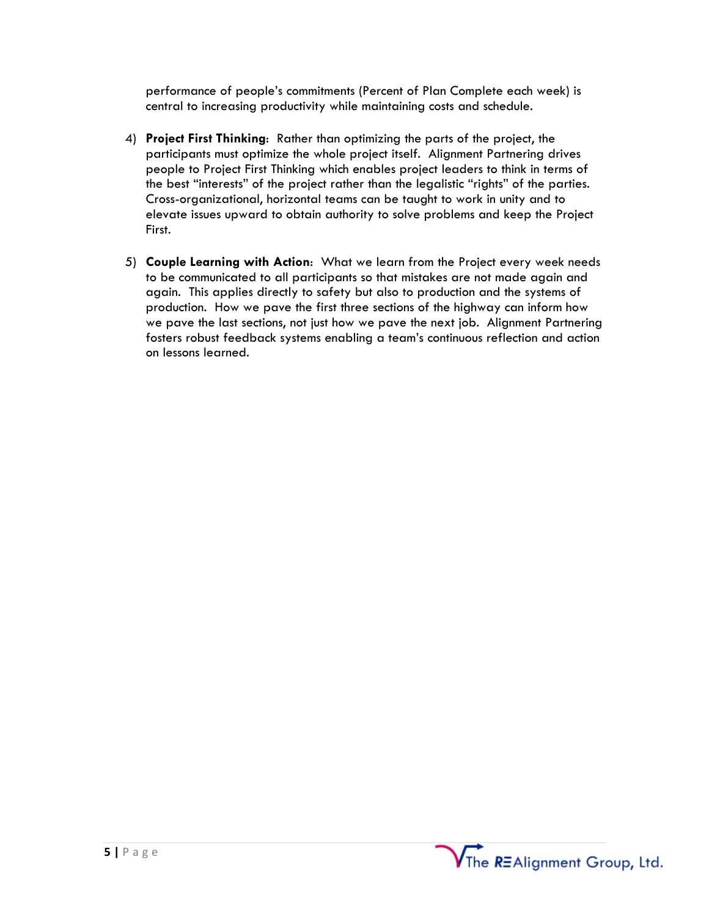performance of people's commitments (Percent of Plan Complete each week) is central to increasing productivity while maintaining costs and schedule.

4) **Project First Thinking**: Rather than optimizing the parts of the project, the participants must optimize the whole project itself. Alignment Partnering drives people to Project First Thinking which enables project leaders to think in terms of the best "interests" of the project rather than the legalistic "rights" of the parties. Cross-organizational, horizontal teams can be taught to work in unity and to elevate issues upward to obtain authority to solve problems and keep the Project First.

5) **Couple Learning with Action**: What we learn from the Project every week needs to be communicated to all participants so that mistakes are not made again and again. This applies directly to safety but also to production and the systems of production. How we pave the first three sections of the highway can inform how we pave the last sections, not just how we pave the next job. Alignment Partnering fosters robust feedback systems enabling a team's continuous reflection and action on lessons learned.